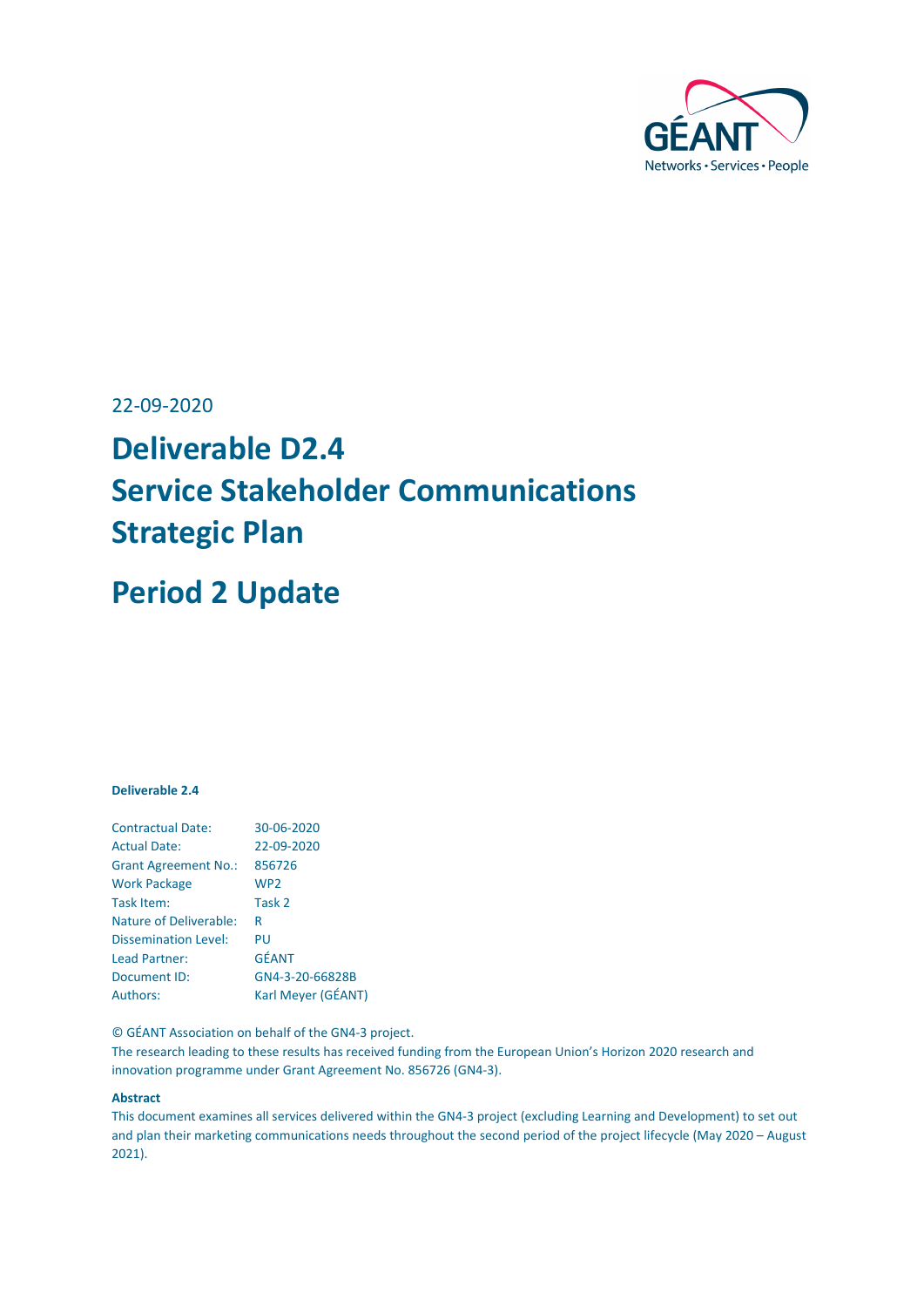22-09-2020

# Deliverable D2.4 Service Stakeholder Communications Strategic Plan

# Period 2 Update

**Deliverable 2.4**

| | |
|---|---|
| Contractual Date: | 30-06-2020 |
| Actual Date: | 22-09-2020 |
| Grant Agreement No.: | 856726 |
| Work Package | WP2 |
| Task Item: | Task 2 |
| Nature of Deliverable: | R |
| Dissemination Level: | PU |
| Lead Partner: | GÉANT |
| Document ID: | GN4-3-20-66828B |
| Authors: | Karl Meyer (GÉANT) |

© GÉANT Association on behalf of the GN4-3 project.
The research leading to these results has received funding from the European Union's Horizon 2020 research and innovation programme under Grant Agreement No. 856726 (GN4-3).

**Abstract**
This document examines all services delivered within the GN4-3 project (excluding Learning and Development) to set out and plan their marketing communications needs throughout the second period of the project lifecycle (May 2020 – August 2021).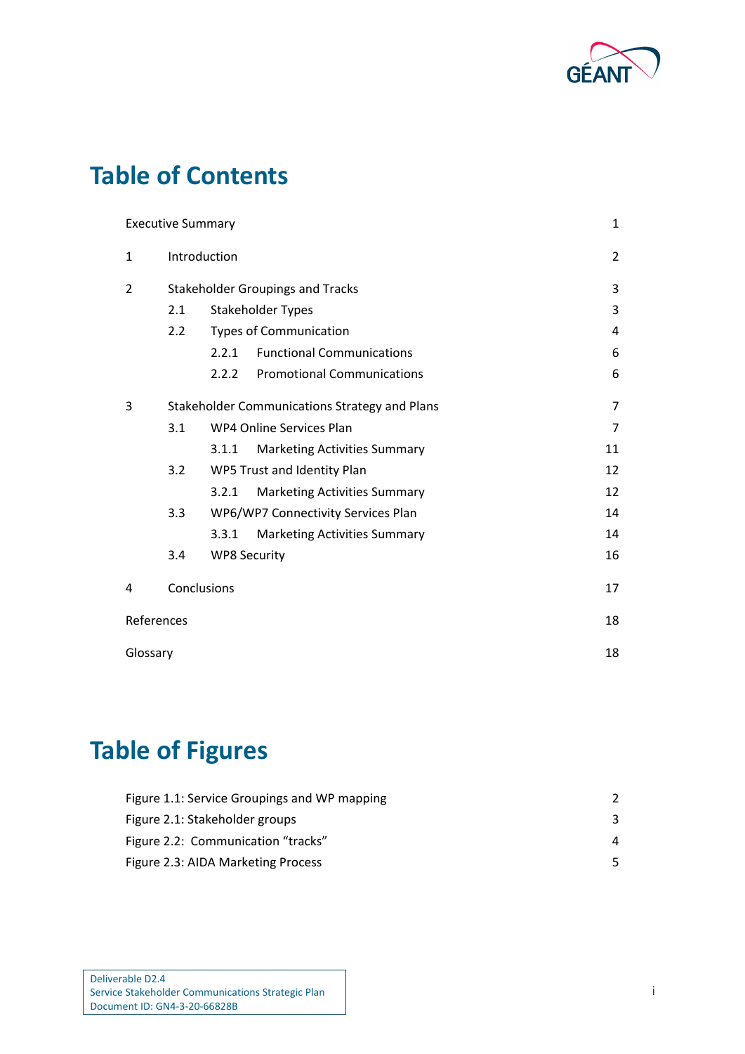# Table of Contents

| | | |
|---|---|---|
| Executive Summary | | 1 |
| 1 | Introduction | 2 |
| 2 | Stakeholder Groupings and Tracks | 3 |
| | 2.1 Stakeholder Types | 3 |
| | 2.2 Types of Communication | 4 |
| | 2.2.1 Functional Communications | 6 |
| | 2.2.2 Promotional Communications | 6 |
| 3 | Stakeholder Communications Strategy and Plans | 7 |
| | 3.1 WP4 Online Services Plan | 7 |
| | 3.1.1 Marketing Activities Summary | 11 |
| | 3.2 WP5 Trust and Identity Plan | 12 |
| | 3.2.1 Marketing Activities Summary | 12 |
| | 3.3 WP6/WP7 Connectivity Services Plan | 14 |
| | 3.3.1 Marketing Activities Summary | 14 |
| | 3.4 WP8 Security | 16 |
| 4 | Conclusions | 17 |
| References | | 18 |
| Glossary | | 18 |

# Table of Figures

| | |
|---|---|
| Figure 1.1: Service Groupings and WP mapping | 2 |
| Figure 2.1: Stakeholder groups | 3 |
| Figure 2.2: Communication "tracks" | 4 |
| Figure 2.3: AIDA Marketing Process | 5 |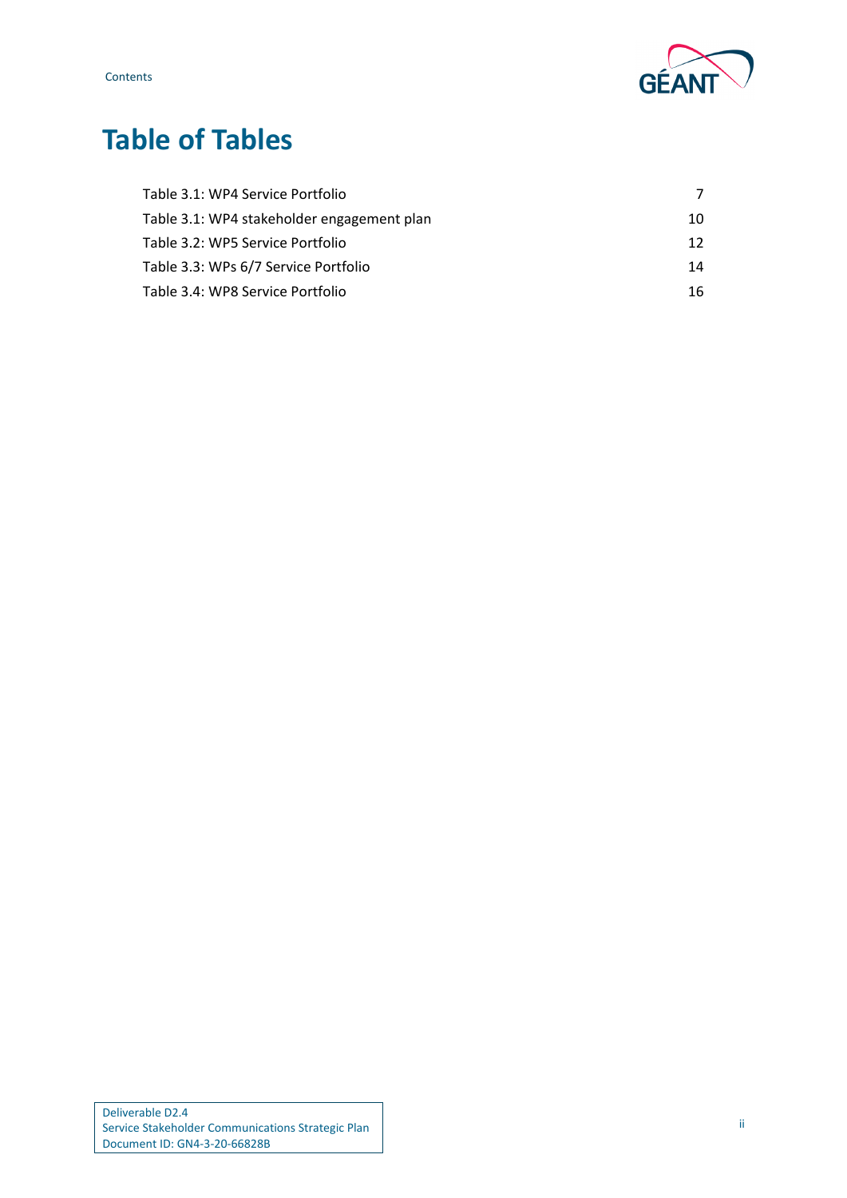# Table of Tables

Table 3.1: WP4 Service Portfolio 7

Table 3.1: WP4 stakeholder engagement plan 10

Table 3.2: WP5 Service Portfolio 12

Table 3.3: WPs 6/7 Service Portfolio 14

Table 3.4: WP8 Service Portfolio 16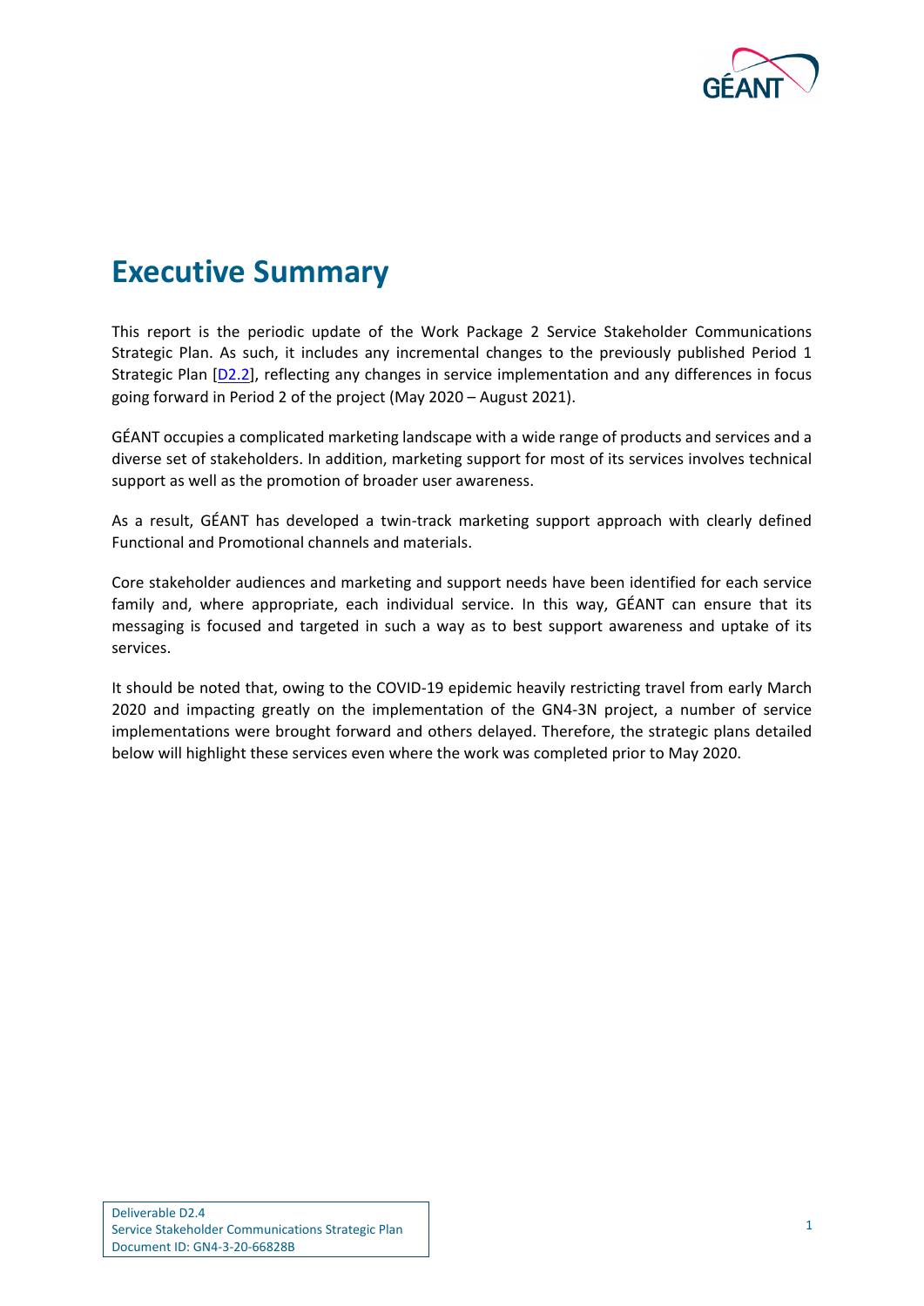# Executive Summary

This report is the periodic update of the Work Package 2 Service Stakeholder Communications Strategic Plan. As such, it includes any incremental changes to the previously published Period 1 Strategic Plan [D2.2], reflecting any changes in service implementation and any differences in focus going forward in Period 2 of the project (May 2020 – August 2021).

GÉANT occupies a complicated marketing landscape with a wide range of products and services and a diverse set of stakeholders. In addition, marketing support for most of its services involves technical support as well as the promotion of broader user awareness.

As a result, GÉANT has developed a twin-track marketing support approach with clearly defined Functional and Promotional channels and materials.

Core stakeholder audiences and marketing and support needs have been identified for each service family and, where appropriate, each individual service. In this way, GÉANT can ensure that its messaging is focused and targeted in such a way as to best support awareness and uptake of its services.

It should be noted that, owing to the COVID-19 epidemic heavily restricting travel from early March 2020 and impacting greatly on the implementation of the GN4-3N project, a number of service implementations were brought forward and others delayed. Therefore, the strategic plans detailed below will highlight these services even where the work was completed prior to May 2020.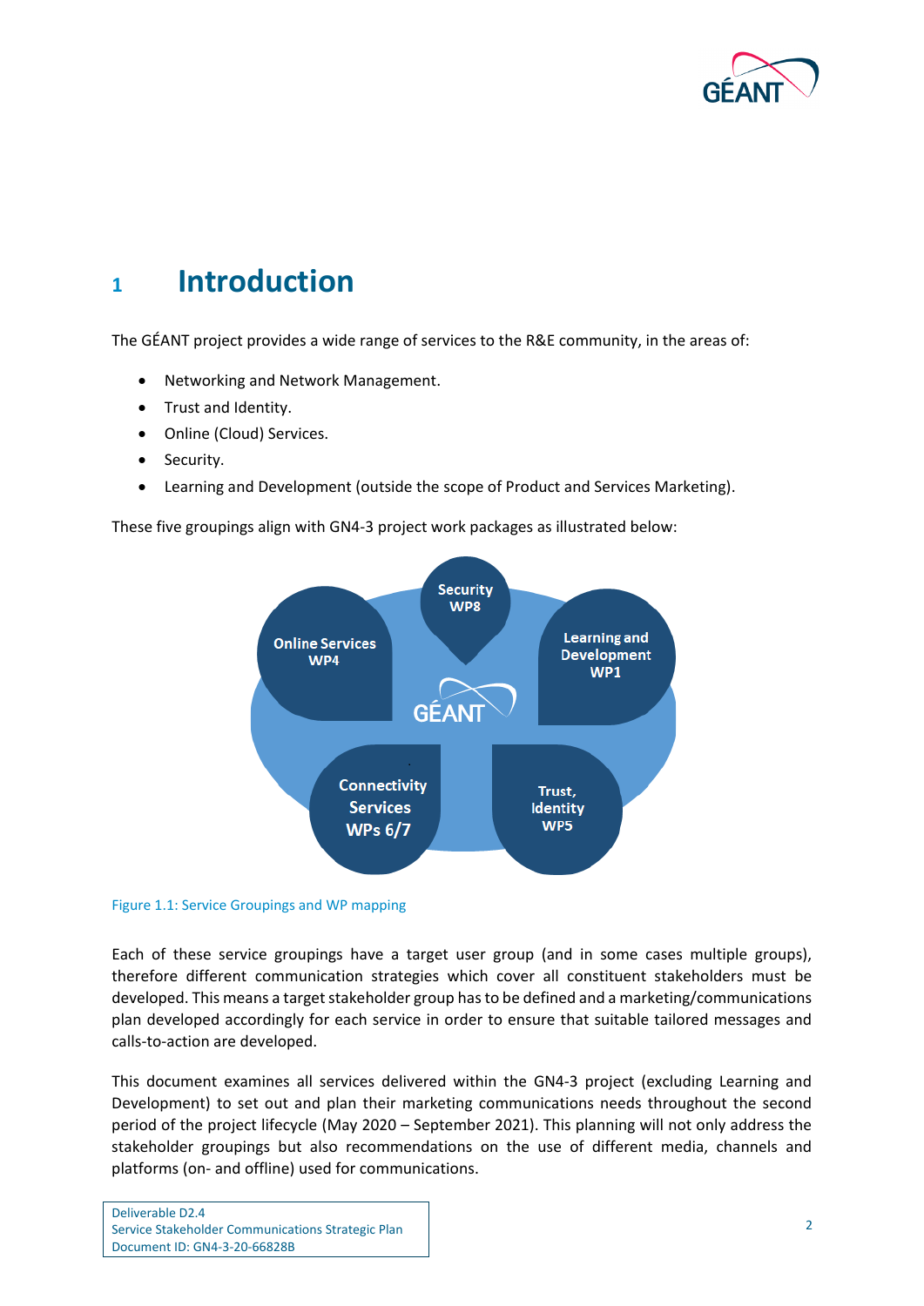# 1 Introduction

The GÉANT project provides a wide range of services to the R&E community, in the areas of:

- Networking and Network Management.
- Trust and Identity.
- Online (Cloud) Services.
- Security.
- Learning and Development (outside the scope of Product and Services Marketing).

These five groupings align with GN4-3 project work packages as illustrated below:

Figure 1.1: Service Groupings and WP mapping

Each of these service groupings have a target user group (and in some cases multiple groups), therefore different communication strategies which cover all constituent stakeholders must be developed. This means a target stakeholder group has to be defined and a marketing/communications plan developed accordingly for each service in order to ensure that suitable tailored messages and calls-to-action are developed.

This document examines all services delivered within the GN4-3 project (excluding Learning and Development) to set out and plan their marketing communications needs throughout the second period of the project lifecycle (May 2020 – September 2021). This planning will not only address the stakeholder groupings but also recommendations on the use of different media, channels and platforms (on- and offline) used for communications.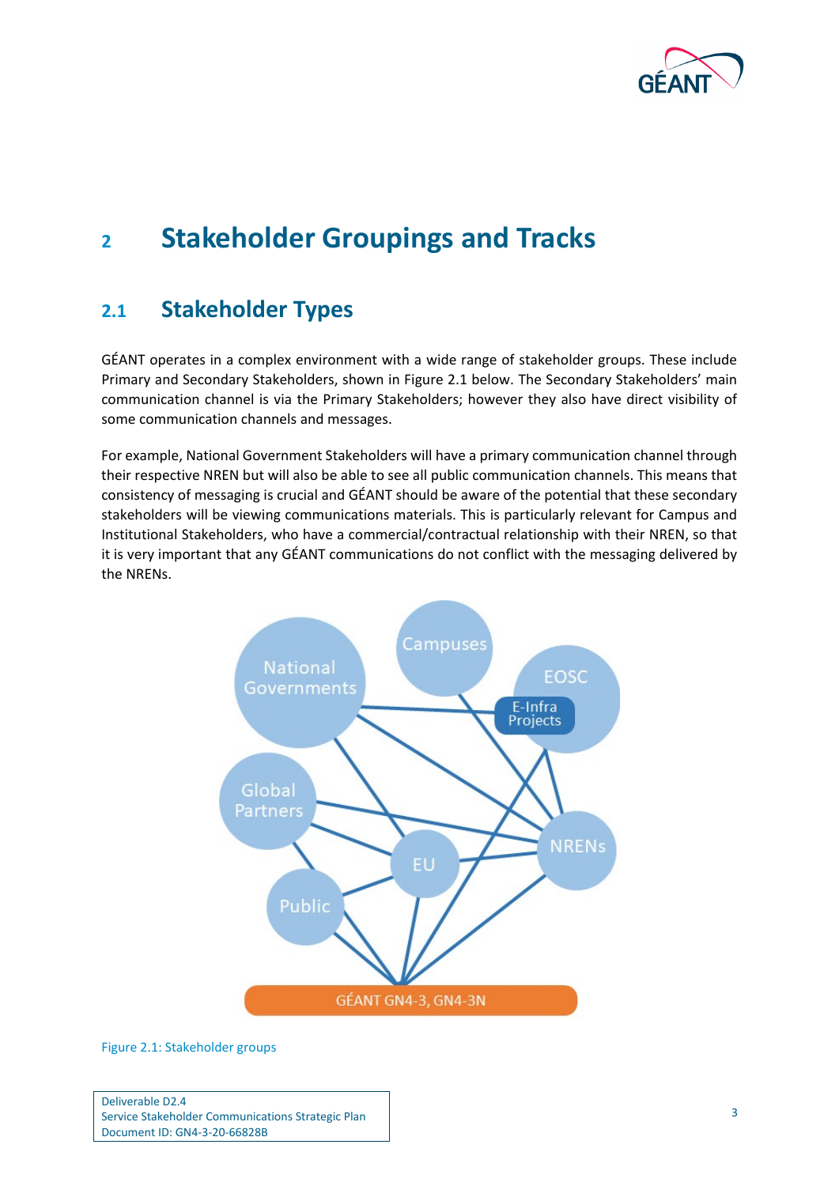# 2 Stakeholder Groupings and Tracks

## 2.1 Stakeholder Types

GÉANT operates in a complex environment with a wide range of stakeholder groups. These include Primary and Secondary Stakeholders, shown in Figure 2.1 below. The Secondary Stakeholders' main communication channel is via the Primary Stakeholders; however they also have direct visibility of some communication channels and messages.

For example, National Government Stakeholders will have a primary communication channel through their respective NREN but will also be able to see all public communication channels. This means that consistency of messaging is crucial and GÉANT should be aware of the potential that these secondary stakeholders will be viewing communications materials. This is particularly relevant for Campus and Institutional Stakeholders, who have a commercial/contractual relationship with their NREN, so that it is very important that any GÉANT communications do not conflict with the messaging delivered by the NRENs.

Figure 2.1: Stakeholder groups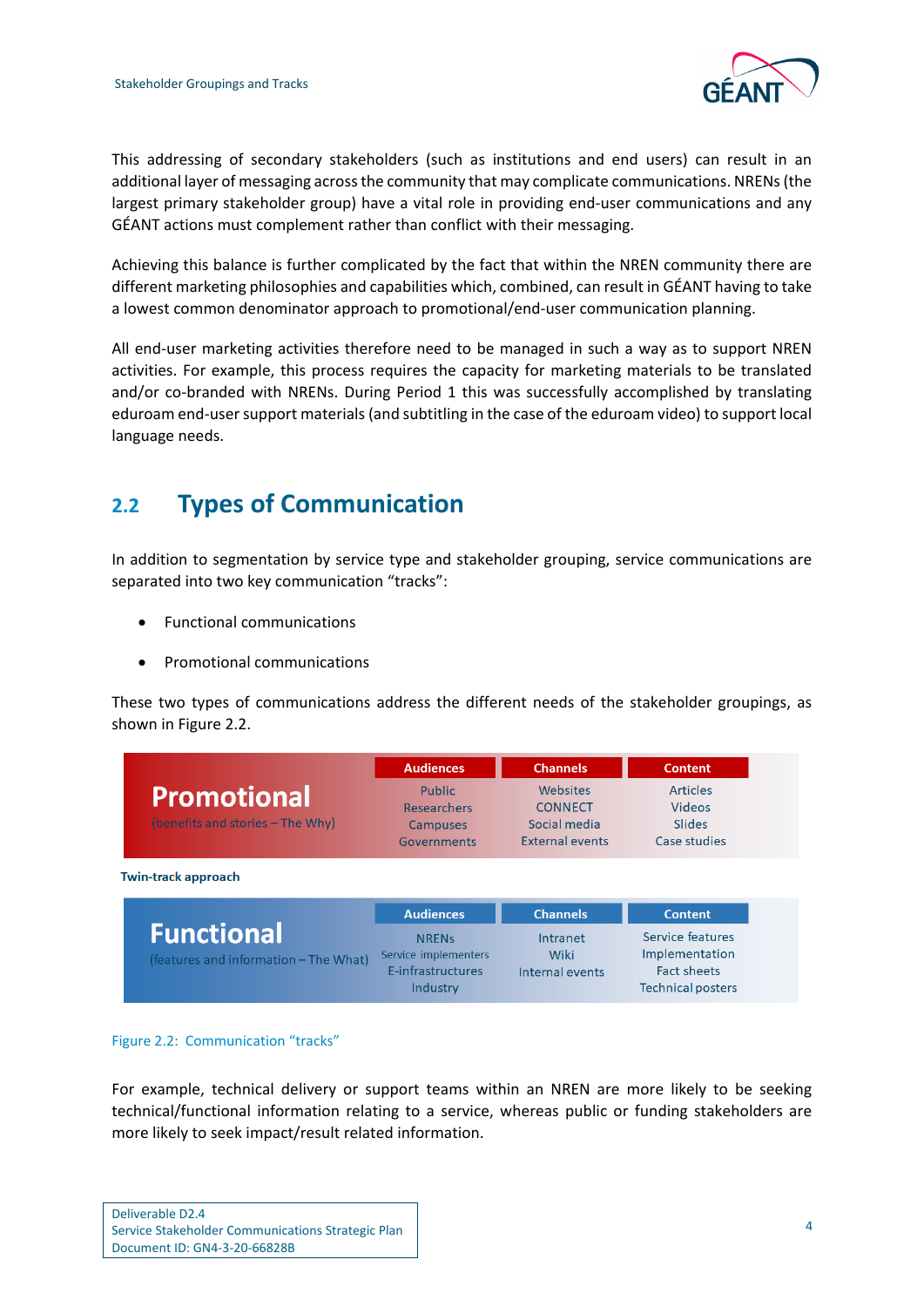This addressing of secondary stakeholders (such as institutions and end users) can result in an additional layer of messaging across the community that may complicate communications. NRENs (the largest primary stakeholder group) have a vital role in providing end-user communications and any GÉANT actions must complement rather than conflict with their messaging.

Achieving this balance is further complicated by the fact that within the NREN community there are different marketing philosophies and capabilities which, combined, can result in GÉANT having to take a lowest common denominator approach to promotional/end-user communication planning.

All end-user marketing activities therefore need to be managed in such a way as to support NREN activities. For example, this process requires the capacity for marketing materials to be translated and/or co-branded with NRENs. During Period 1 this was successfully accomplished by translating eduroam end-user support materials (and subtitling in the case of the eduroam video) to support local language needs.

## 2.2 Types of Communication

In addition to segmentation by service type and stakeholder grouping, service communications are separated into two key communication "tracks":

- Functional communications
- Promotional communications

These two types of communications address the different needs of the stakeholder groupings, as shown in Figure 2.2.

**Twin-track approach**

| Track | Audiences | Channels | Content |
|---|---|---|---|
| **Promotional** (benefits and stories – The Why) | Public<br>Researchers<br>Campuses<br>Governments | Websites<br>CONNECT<br>Social media<br>External events | Articles<br>Videos<br>Slides<br>Case studies |
| **Functional** (features and information – The What) | NRENs<br>Service implementers<br>E-infrastructures<br>Industry | Intranet<br>Wiki<br>Internal events | Service features<br>Implementation<br>Fact sheets<br>Technical posters |

Figure 2.2: Communication "tracks"

For example, technical delivery or support teams within an NREN are more likely to be seeking technical/functional information relating to a service, whereas public or funding stakeholders are more likely to seek impact/result related information.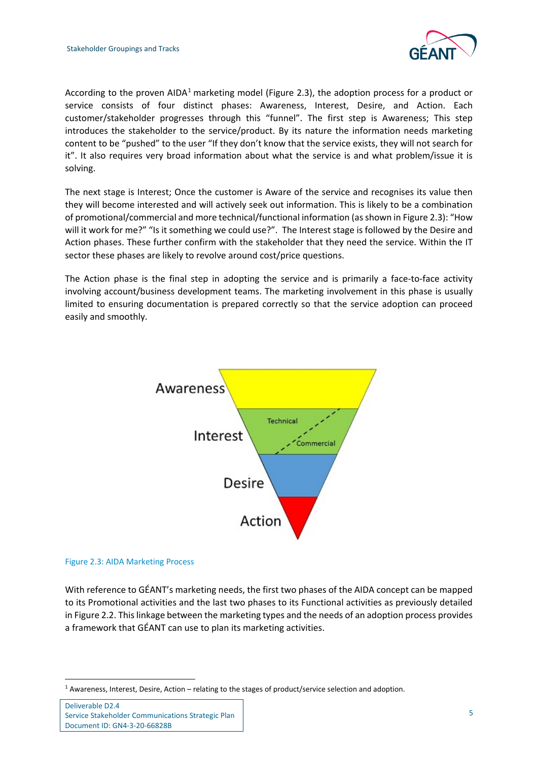According to the proven AIDA[1] marketing model (Figure 2.3), the adoption process for a product or service consists of four distinct phases: Awareness, Interest, Desire, and Action. Each customer/stakeholder progresses through this "funnel". The first step is Awareness; This step introduces the stakeholder to the service/product. By its nature the information needs marketing content to be "pushed" to the user "If they don't know that the service exists, they will not search for it". It also requires very broad information about what the service is and what problem/issue it is solving.

The next stage is Interest; Once the customer is Aware of the service and recognises its value then they will become interested and will actively seek out information. This is likely to be a combination of promotional/commercial and more technical/functional information (as shown in Figure 2.3): "How will it work for me?" "Is it something we could use?". The Interest stage is followed by the Desire and Action phases. These further confirm with the stakeholder that they need the service. Within the IT sector these phases are likely to revolve around cost/price questions.

The Action phase is the final step in adopting the service and is primarily a face-to-face activity involving account/business development teams. The marketing involvement in this phase is usually limited to ensuring documentation is prepared correctly so that the service adoption can proceed easily and smoothly.

Awareness

Interest — Technical / Commercial

Desire

Action

Figure 2.3: AIDA Marketing Process

With reference to GÉANT's marketing needs, the first two phases of the AIDA concept can be mapped to its Promotional activities and the last two phases to its Functional activities as previously detailed in Figure 2.2. This linkage between the marketing types and the needs of an adoption process provides a framework that GÉANT can use to plan its marketing activities.

[1] Awareness, Interest, Desire, Action – relating to the stages of product/service selection and adoption.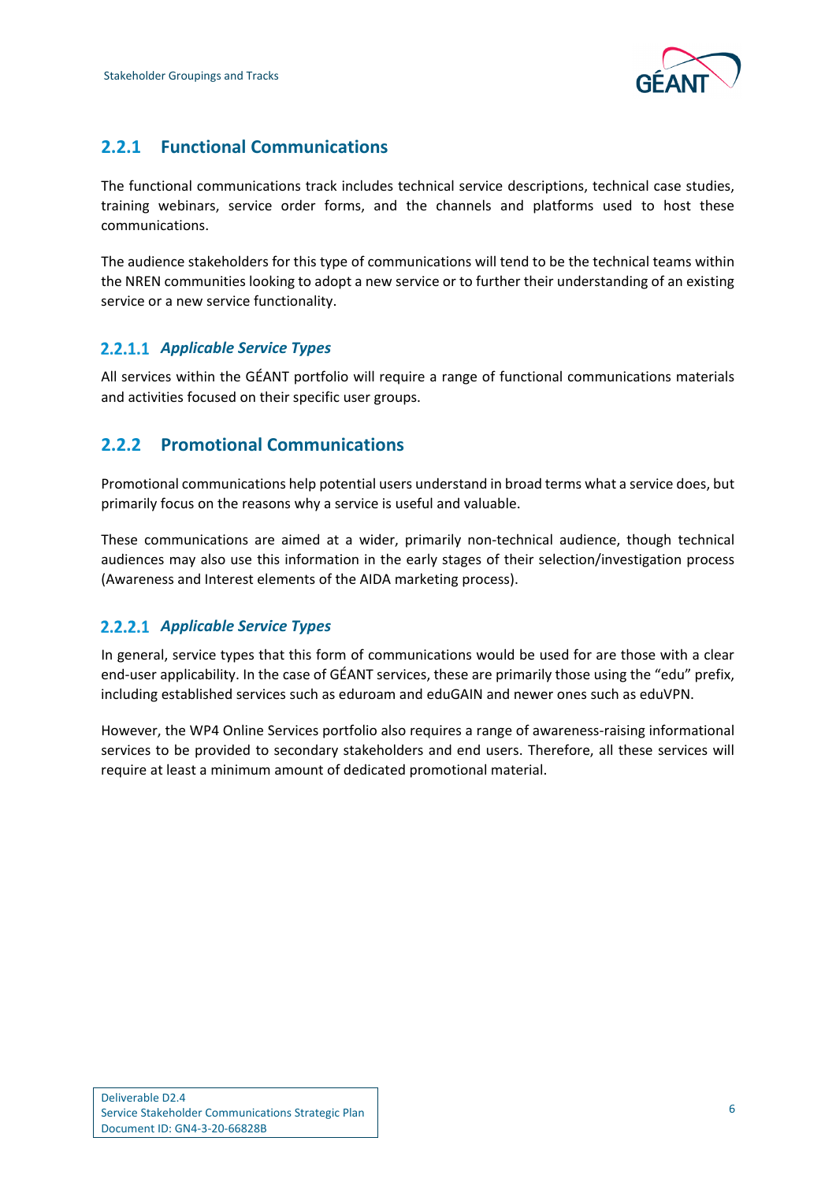### 2.2.1 Functional Communications

The functional communications track includes technical service descriptions, technical case studies, training webinars, service order forms, and the channels and platforms used to host these communications.

The audience stakeholders for this type of communications will tend to be the technical teams within the NREN communities looking to adopt a new service or to further their understanding of an existing service or a new service functionality.

#### 2.2.1.1 *Applicable Service Types*

All services within the GÉANT portfolio will require a range of functional communications materials and activities focused on their specific user groups.

### 2.2.2 Promotional Communications

Promotional communications help potential users understand in broad terms what a service does, but primarily focus on the reasons why a service is useful and valuable.

These communications are aimed at a wider, primarily non-technical audience, though technical audiences may also use this information in the early stages of their selection/investigation process (Awareness and Interest elements of the AIDA marketing process).

#### 2.2.2.1 *Applicable Service Types*

In general, service types that this form of communications would be used for are those with a clear end-user applicability. In the case of GÉANT services, these are primarily those using the "edu" prefix, including established services such as eduroam and eduGAIN and newer ones such as eduVPN.

However, the WP4 Online Services portfolio also requires a range of awareness-raising informational services to be provided to secondary stakeholders and end users. Therefore, all these services will require at least a minimum amount of dedicated promotional material.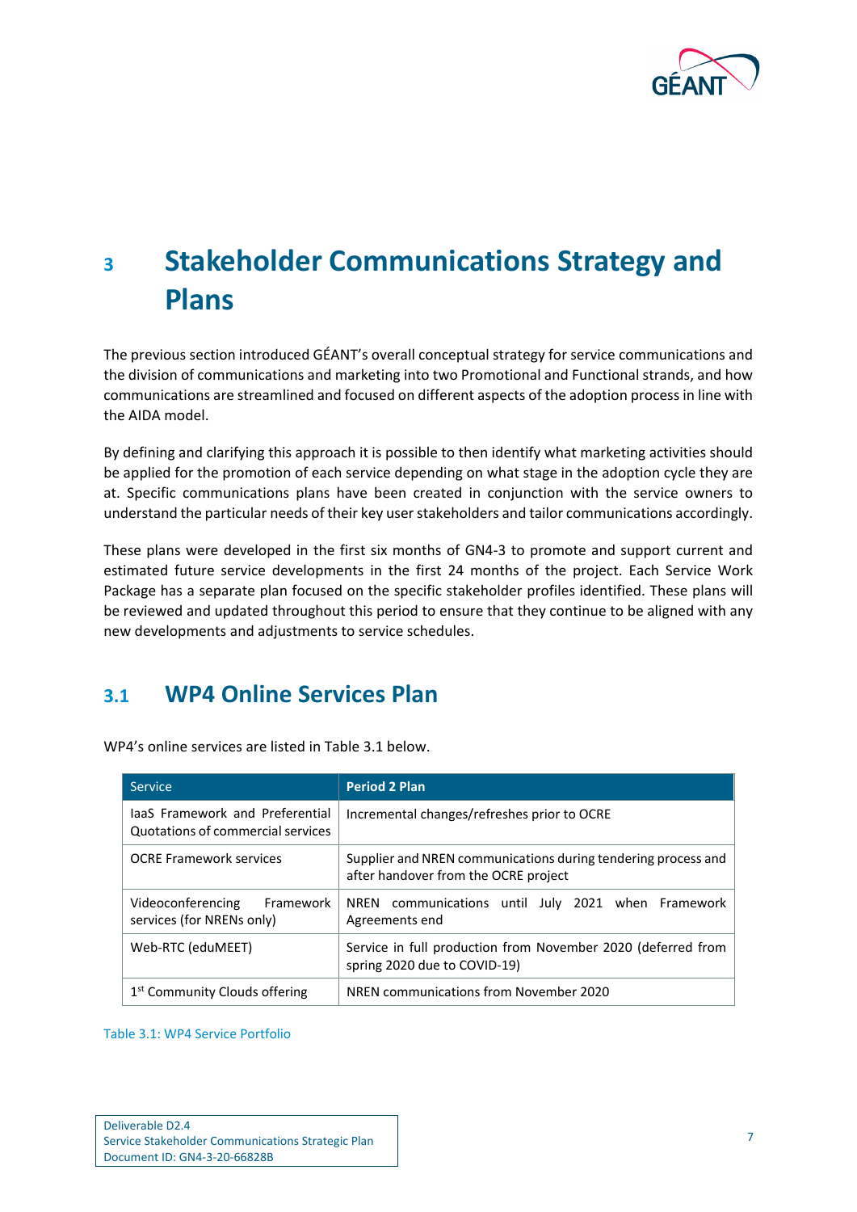# 3 Stakeholder Communications Strategy and Plans

The previous section introduced GÉANT's overall conceptual strategy for service communications and the division of communications and marketing into two Promotional and Functional strands, and how communications are streamlined and focused on different aspects of the adoption process in line with the AIDA model.

By defining and clarifying this approach it is possible to then identify what marketing activities should be applied for the promotion of each service depending on what stage in the adoption cycle they are at. Specific communications plans have been created in conjunction with the service owners to understand the particular needs of their key user stakeholders and tailor communications accordingly.

These plans were developed in the first six months of GN4-3 to promote and support current and estimated future service developments in the first 24 months of the project. Each Service Work Package has a separate plan focused on the specific stakeholder profiles identified. These plans will be reviewed and updated throughout this period to ensure that they continue to be aligned with any new developments and adjustments to service schedules.

## 3.1 WP4 Online Services Plan

WP4's online services are listed in Table 3.1 below.

| Service | **Period 2 Plan** |
|---|---|
| IaaS Framework and Preferential Quotations of commercial services | Incremental changes/refreshes prior to OCRE |
| OCRE Framework services | Supplier and NREN communications during tendering process and after handover from the OCRE project |
| Videoconferencing Framework services (for NRENs only) | NREN communications until July 2021 when Framework Agreements end |
| Web-RTC (eduMEET) | Service in full production from November 2020 (deferred from spring 2020 due to COVID-19) |
| 1st Community Clouds offering | NREN communications from November 2020 |

Table 3.1: WP4 Service Portfolio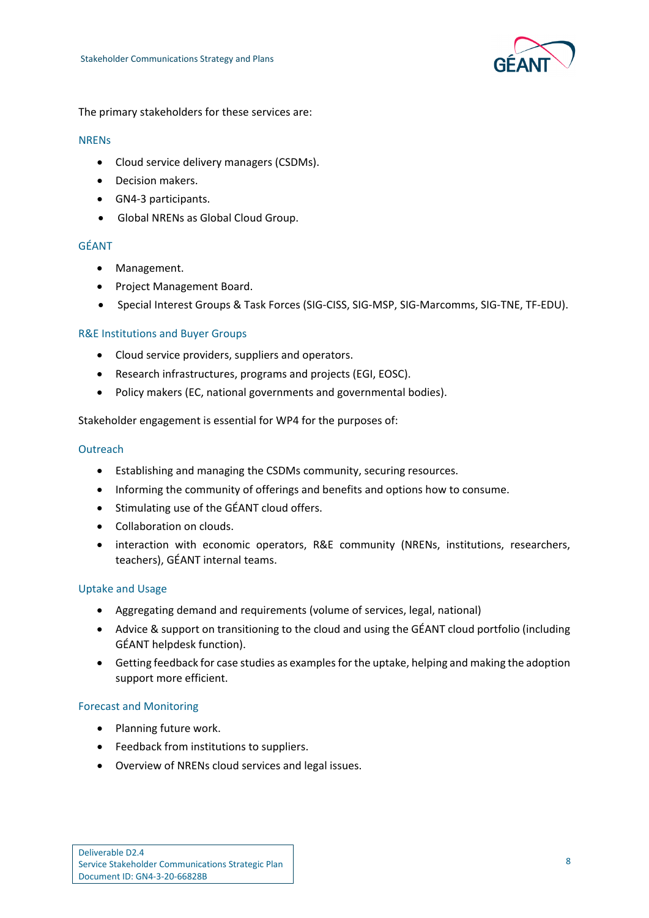The primary stakeholders for these services are:

#### NRENs

- Cloud service delivery managers (CSDMs).
- Decision makers.
- GN4-3 participants.
- Global NRENs as Global Cloud Group.

#### GÉANT

- Management.
- Project Management Board.
- Special Interest Groups & Task Forces (SIG-CISS, SIG-MSP, SIG-Marcomms, SIG-TNE, TF-EDU).

#### R&E Institutions and Buyer Groups

- Cloud service providers, suppliers and operators.
- Research infrastructures, programs and projects (EGI, EOSC).
- Policy makers (EC, national governments and governmental bodies).

Stakeholder engagement is essential for WP4 for the purposes of:

#### Outreach

- Establishing and managing the CSDMs community, securing resources.
- Informing the community of offerings and benefits and options how to consume.
- Stimulating use of the GÉANT cloud offers.
- Collaboration on clouds.
- interaction with economic operators, R&E community (NRENs, institutions, researchers, teachers), GÉANT internal teams.

#### Uptake and Usage

- Aggregating demand and requirements (volume of services, legal, national)
- Advice & support on transitioning to the cloud and using the GÉANT cloud portfolio (including GÉANT helpdesk function).
- Getting feedback for case studies as examples for the uptake, helping and making the adoption support more efficient.

#### Forecast and Monitoring

- Planning future work.
- Feedback from institutions to suppliers.
- Overview of NRENs cloud services and legal issues.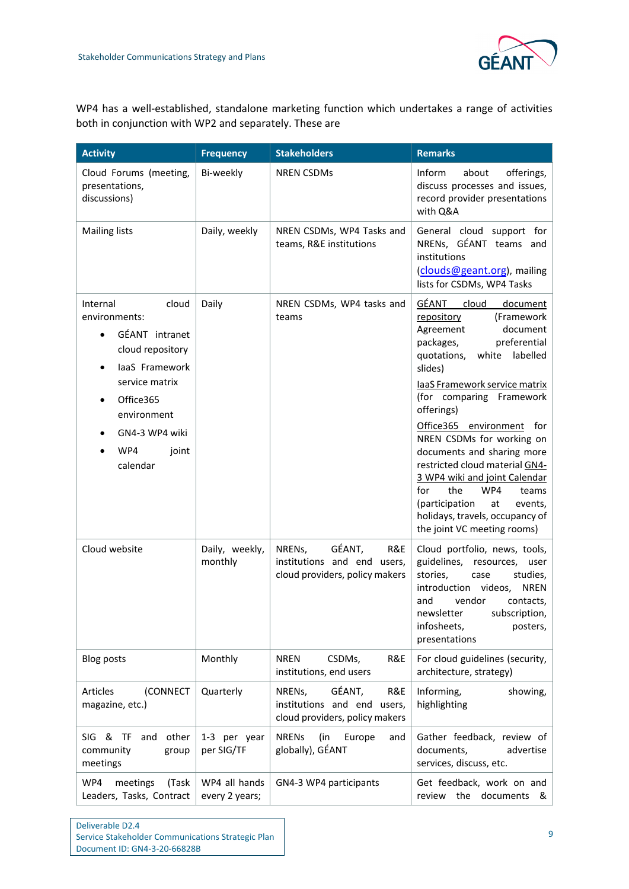WP4 has a well-established, standalone marketing function which undertakes a range of activities both in conjunction with WP2 and separately. These are

| Activity | Frequency | Stakeholders | Remarks |
|---|---|---|---|
| Cloud Forums (meeting, presentations, discussions) | Bi-weekly | NREN CSDMs | Inform about offerings, discuss processes and issues, record provider presentations with Q&A |
| Mailing lists | Daily, weekly | NREN CSDMs, WP4 Tasks and teams, R&E institutions | General cloud support for NRENs, GÉANT teams and institutions (clouds@geant.org), mailing lists for CSDMs, WP4 Tasks |
| Internal cloud environments:<br>• GÉANT intranet cloud repository<br>• IaaS Framework service matrix<br>• Office365 environment<br>• GN4-3 WP4 wiki<br>• WP4 joint calendar | Daily | NREN CSDMs, WP4 tasks and teams | GÉANT cloud document repository (Framework Agreement document packages, preferential quotations, white labelled slides)<br>IaaS Framework service matrix (for comparing Framework offerings)<br>Office365 environment for NREN CSDMs for working on documents and sharing more restricted cloud material GN4-3 WP4 wiki and joint Calendar for the WP4 teams (participation at events, holidays, travels, occupancy of the joint VC meeting rooms) |
| Cloud website | Daily, weekly, monthly | NRENs, GÉANT, R&E institutions and end users, cloud providers, policy makers | Cloud portfolio, news, tools, guidelines, resources, user stories, case studies, introduction videos, NREN and vendor contacts, newsletter subscription, infosheets, posters, presentations |
| Blog posts | Monthly | NREN CSDMs, R&E institutions, end users | For cloud guidelines (security, architecture, strategy) |
| Articles (CONNECT magazine, etc.) | Quarterly | NRENs, GÉANT, R&E institutions and end users, cloud providers, policy makers | Informing, showing, highlighting |
| SIG & TF and other community group meetings | 1-3 per year per SIG/TF | NRENs (in Europe and globally), GÉANT | Gather feedback, review of documents, advertise services, discuss, etc. |
| WP4 meetings (Task Leaders, Tasks, Contract | WP4 all hands every 2 years; | GN4-3 WP4 participants | Get feedback, work on and review the documents & |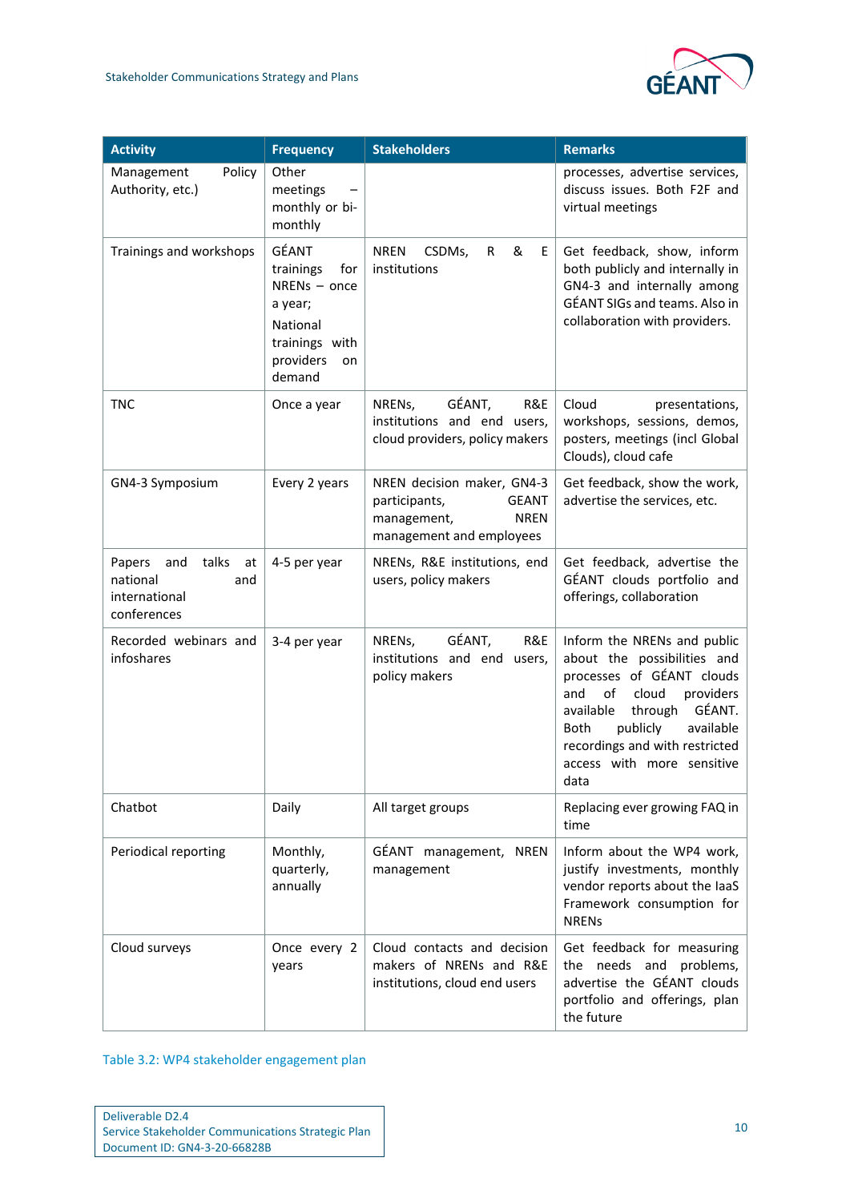| Activity | Frequency | Stakeholders | Remarks |
|---|---|---|---|
| Management Policy Authority, etc.) | Other meetings – monthly or bi-monthly | | processes, advertise services, discuss issues. Both F2F and virtual meetings |
| Trainings and workshops | GÉANT trainings for NRENs – once a year; National trainings with providers on demand | NREN CSDMs, R & E institutions | Get feedback, show, inform both publicly and internally in GN4-3 and internally among GÉANT SIGs and teams. Also in collaboration with providers. |
| TNC | Once a year | NRENs, GÉANT, R&E institutions and end users, cloud providers, policy makers | Cloud presentations, workshops, sessions, demos, posters, meetings (incl Global Clouds), cloud cafe |
| GN4-3 Symposium | Every 2 years | NREN decision maker, GN4-3 participants, GEANT management, NREN management and employees | Get feedback, show the work, advertise the services, etc. |
| Papers and talks at national and international conferences | 4-5 per year | NRENs, R&E institutions, end users, policy makers | Get feedback, advertise the GÉANT clouds portfolio and offerings, collaboration |
| Recorded webinars and infoshares | 3-4 per year | NRENs, GÉANT, R&E institutions and end users, policy makers | Inform the NRENs and public about the possibilities and processes of GÉANT clouds and of cloud providers available through GÉANT. Both publicly available recordings and with restricted access with more sensitive data |
| Chatbot | Daily | All target groups | Replacing ever growing FAQ in time |
| Periodical reporting | Monthly, quarterly, annually | GÉANT management, NREN management | Inform about the WP4 work, justify investments, monthly vendor reports about the IaaS Framework consumption for NRENs |
| Cloud surveys | Once every 2 years | Cloud contacts and decision makers of NRENs and R&E institutions, cloud end users | Get feedback for measuring the needs and problems, advertise the GÉANT clouds portfolio and offerings, plan the future |

Table 3.2: WP4 stakeholder engagement plan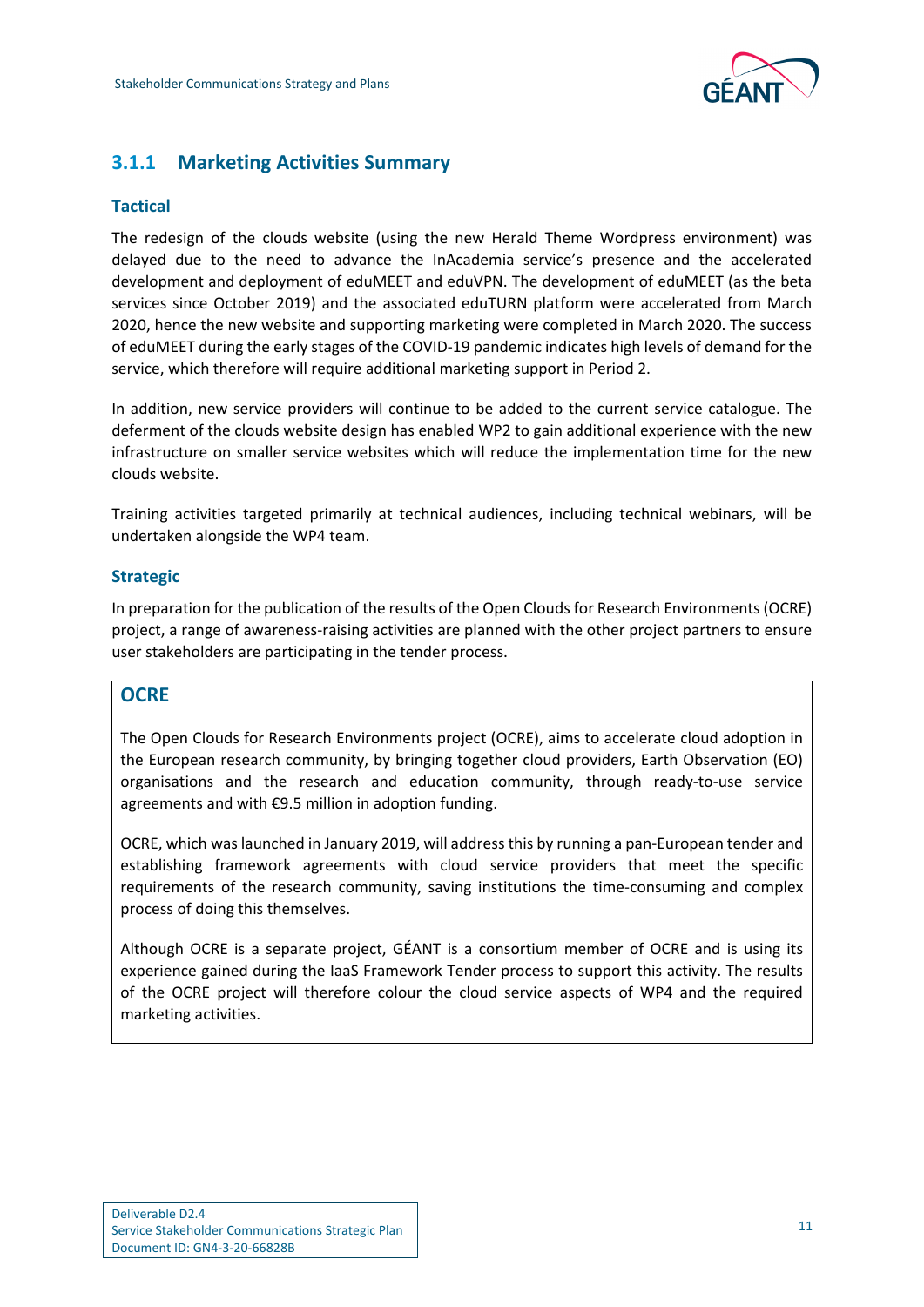### 3.1.1 Marketing Activities Summary

#### Tactical

The redesign of the clouds website (using the new Herald Theme Wordpress environment) was delayed due to the need to advance the InAcademia service's presence and the accelerated development and deployment of eduMEET and eduVPN. The development of eduMEET (as the beta services since October 2019) and the associated eduTURN platform were accelerated from March 2020, hence the new website and supporting marketing were completed in March 2020. The success of eduMEET during the early stages of the COVID-19 pandemic indicates high levels of demand for the service, which therefore will require additional marketing support in Period 2.

In addition, new service providers will continue to be added to the current service catalogue. The deferment of the clouds website design has enabled WP2 to gain additional experience with the new infrastructure on smaller service websites which will reduce the implementation time for the new clouds website.

Training activities targeted primarily at technical audiences, including technical webinars, will be undertaken alongside the WP4 team.

#### Strategic

In preparation for the publication of the results of the Open Clouds for Research Environments (OCRE) project, a range of awareness-raising activities are planned with the other project partners to ensure user stakeholders are participating in the tender process.

> **OCRE**
>
> The Open Clouds for Research Environments project (OCRE), aims to accelerate cloud adoption in the European research community, by bringing together cloud providers, Earth Observation (EO) organisations and the research and education community, through ready-to-use service agreements and with €9.5 million in adoption funding.
>
> OCRE, which was launched in January 2019, will address this by running a pan-European tender and establishing framework agreements with cloud service providers that meet the specific requirements of the research community, saving institutions the time-consuming and complex process of doing this themselves.
>
> Although OCRE is a separate project, GÉANT is a consortium member of OCRE and is using its experience gained during the IaaS Framework Tender process to support this activity. The results of the OCRE project will therefore colour the cloud service aspects of WP4 and the required marketing activities.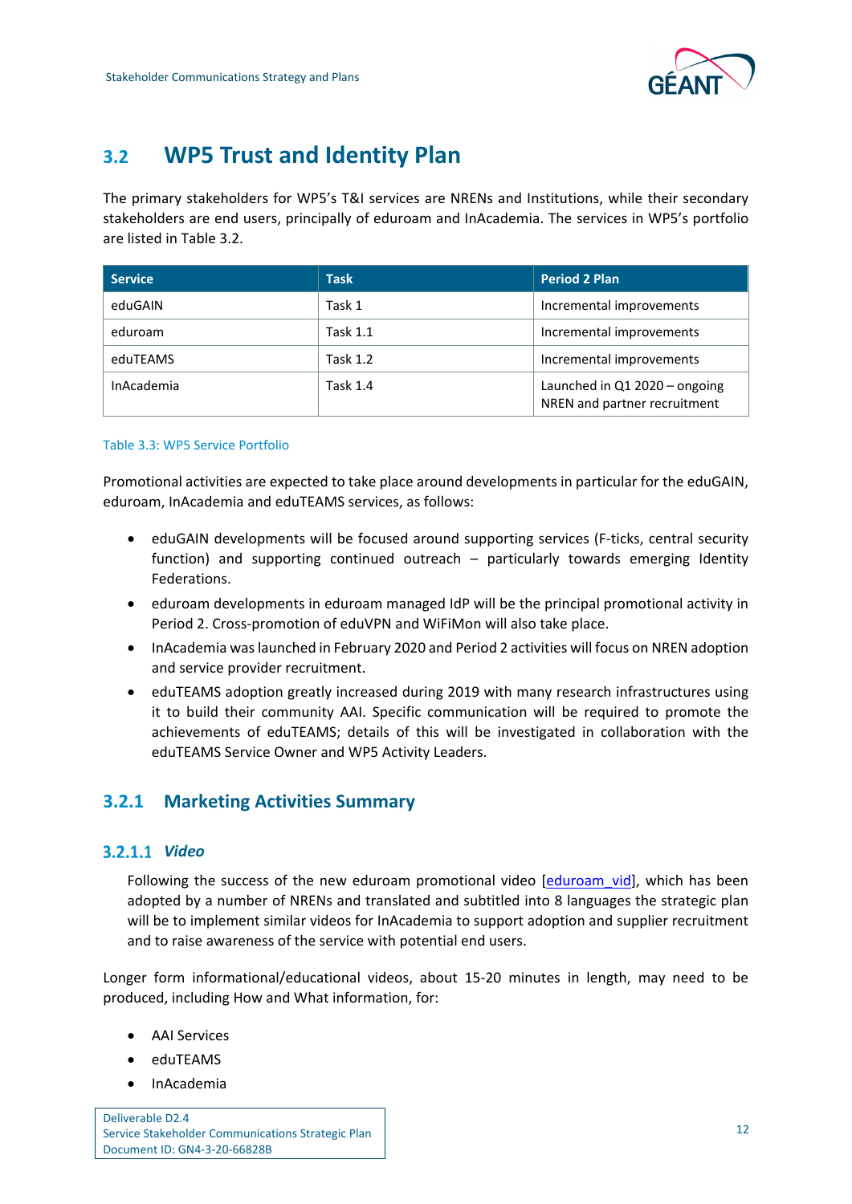## 3.2 WP5 Trust and Identity Plan

The primary stakeholders for WP5's T&I services are NRENs and Institutions, while their secondary stakeholders are end users, principally of eduroam and InAcademia. The services in WP5's portfolio are listed in Table 3.2.

| Service | Task | Period 2 Plan |
| --- | --- | --- |
| eduGAIN | Task 1 | Incremental improvements |
| eduroam | Task 1.1 | Incremental improvements |
| eduTEAMS | Task 1.2 | Incremental improvements |
| InAcademia | Task 1.4 | Launched in Q1 2020 – ongoing NREN and partner recruitment |

Table 3.3: WP5 Service Portfolio

Promotional activities are expected to take place around developments in particular for the eduGAIN, eduroam, InAcademia and eduTEAMS services, as follows:

- eduGAIN developments will be focused around supporting services (F-ticks, central security function) and supporting continued outreach – particularly towards emerging Identity Federations.
- eduroam developments in eduroam managed IdP will be the principal promotional activity in Period 2. Cross-promotion of eduVPN and WiFiMon will also take place.
- InAcademia was launched in February 2020 and Period 2 activities will focus on NREN adoption and service provider recruitment.
- eduTEAMS adoption greatly increased during 2019 with many research infrastructures using it to build their community AAI. Specific communication will be required to promote the achievements of eduTEAMS; details of this will be investigated in collaboration with the eduTEAMS Service Owner and WP5 Activity Leaders.

### 3.2.1 Marketing Activities Summary

#### 3.2.1.1 *Video*

Following the success of the new eduroam promotional video [eduroam_vid], which has been adopted by a number of NRENs and translated and subtitled into 8 languages the strategic plan will be to implement similar videos for InAcademia to support adoption and supplier recruitment and to raise awareness of the service with potential end users.

Longer form informational/educational videos, about 15-20 minutes in length, may need to be produced, including How and What information, for:

- AAI Services
- eduTEAMS
- InAcademia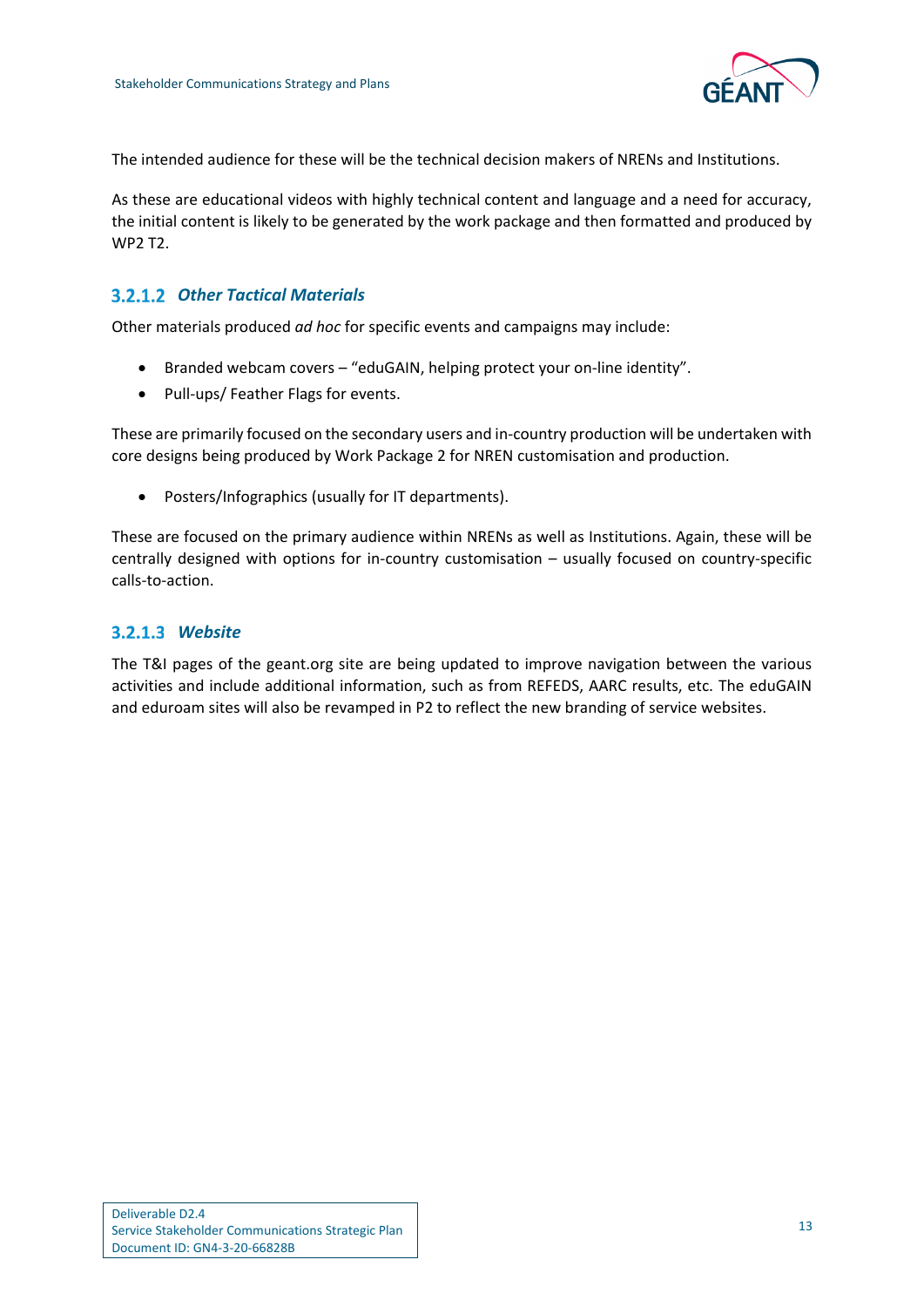The intended audience for these will be the technical decision makers of NRENs and Institutions.

As these are educational videos with highly technical content and language and a need for accuracy, the initial content is likely to be generated by the work package and then formatted and produced by WP2 T2.

#### 3.2.1.2 *Other Tactical Materials*

Other materials produced *ad hoc* for specific events and campaigns may include:

- Branded webcam covers – “eduGAIN, helping protect your on-line identity”.
- Pull-ups/ Feather Flags for events.

These are primarily focused on the secondary users and in-country production will be undertaken with core designs being produced by Work Package 2 for NREN customisation and production.

- Posters/Infographics (usually for IT departments).

These are focused on the primary audience within NRENs as well as Institutions. Again, these will be centrally designed with options for in-country customisation – usually focused on country-specific calls-to-action.

#### 3.2.1.3 *Website*

The T&I pages of the geant.org site are being updated to improve navigation between the various activities and include additional information, such as from REFEDS, AARC results, etc. The eduGAIN and eduroam sites will also be revamped in P2 to reflect the new branding of service websites.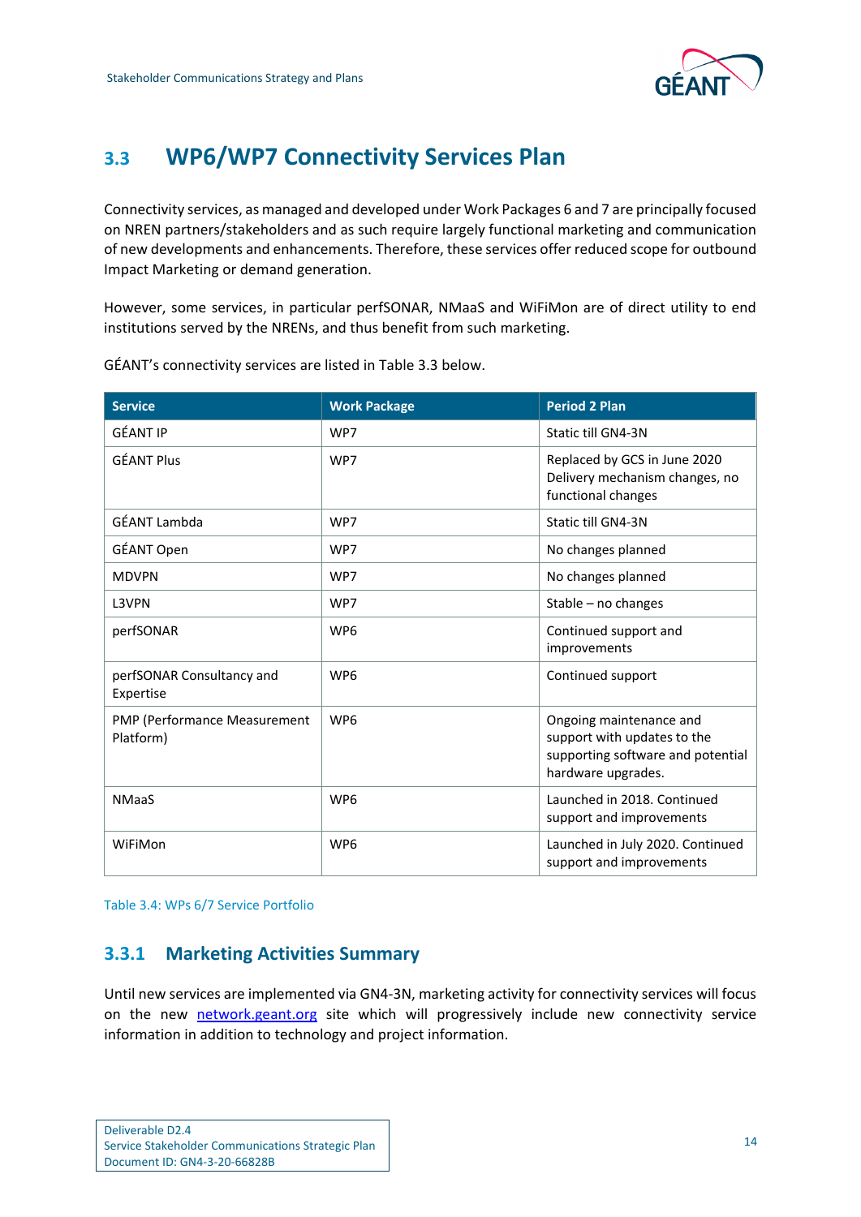## 3.3 WP6/WP7 Connectivity Services Plan

Connectivity services, as managed and developed under Work Packages 6 and 7 are principally focused on NREN partners/stakeholders and as such require largely functional marketing and communication of new developments and enhancements. Therefore, these services offer reduced scope for outbound Impact Marketing or demand generation.

However, some services, in particular perfSONAR, NMaaS and WiFiMon are of direct utility to end institutions served by the NRENs, and thus benefit from such marketing.

GÉANT's connectivity services are listed in Table 3.3 below.

| Service | Work Package | Period 2 Plan |
|---|---|---|
| GÉANT IP | WP7 | Static till GN4-3N |
| GÉANT Plus | WP7 | Replaced by GCS in June 2020 Delivery mechanism changes, no functional changes |
| GÉANT Lambda | WP7 | Static till GN4-3N |
| GÉANT Open | WP7 | No changes planned |
| MDVPN | WP7 | No changes planned |
| L3VPN | WP7 | Stable – no changes |
| perfSONAR | WP6 | Continued support and improvements |
| perfSONAR Consultancy and Expertise | WP6 | Continued support |
| PMP (Performance Measurement Platform) | WP6 | Ongoing maintenance and support with updates to the supporting software and potential hardware upgrades. |
| NMaaS | WP6 | Launched in 2018. Continued support and improvements |
| WiFiMon | WP6 | Launched in July 2020. Continued support and improvements |

Table 3.4: WPs 6/7 Service Portfolio

### 3.3.1 Marketing Activities Summary

Until new services are implemented via GN4-3N, marketing activity for connectivity services will focus on the new network.geant.org site which will progressively include new connectivity service information in addition to technology and project information.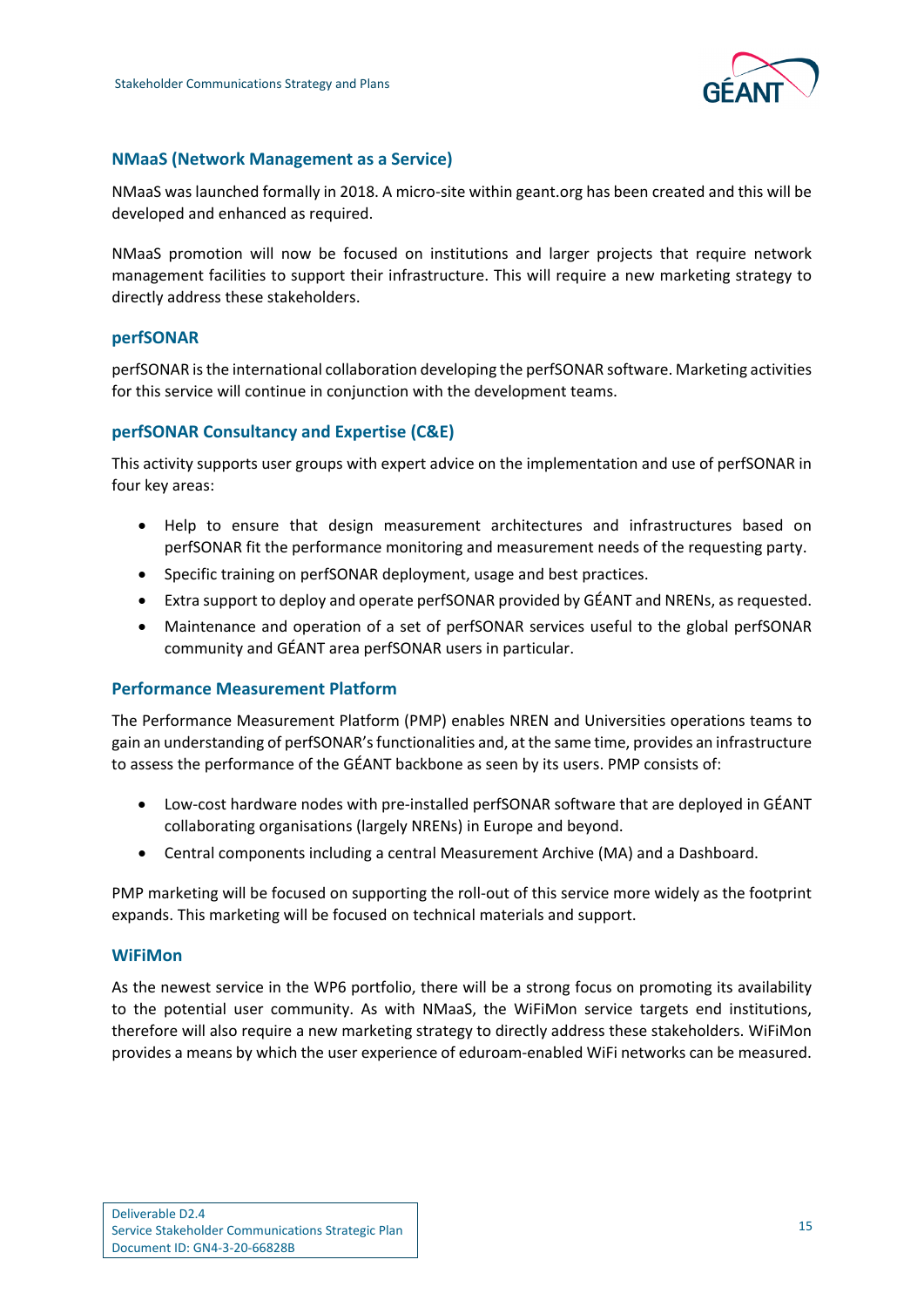### NMaaS (Network Management as a Service)

NMaaS was launched formally in 2018. A micro-site within geant.org has been created and this will be developed and enhanced as required.

NMaaS promotion will now be focused on institutions and larger projects that require network management facilities to support their infrastructure. This will require a new marketing strategy to directly address these stakeholders.

### perfSONAR

perfSONAR is the international collaboration developing the perfSONAR software. Marketing activities for this service will continue in conjunction with the development teams.

### perfSONAR Consultancy and Expertise (C&E)

This activity supports user groups with expert advice on the implementation and use of perfSONAR in four key areas:

- Help to ensure that design measurement architectures and infrastructures based on perfSONAR fit the performance monitoring and measurement needs of the requesting party.
- Specific training on perfSONAR deployment, usage and best practices.
- Extra support to deploy and operate perfSONAR provided by GÉANT and NRENs, as requested.
- Maintenance and operation of a set of perfSONAR services useful to the global perfSONAR community and GÉANT area perfSONAR users in particular.

### Performance Measurement Platform

The Performance Measurement Platform (PMP) enables NREN and Universities operations teams to gain an understanding of perfSONAR's functionalities and, at the same time, provides an infrastructure to assess the performance of the GÉANT backbone as seen by its users. PMP consists of:

- Low-cost hardware nodes with pre-installed perfSONAR software that are deployed in GÉANT collaborating organisations (largely NRENs) in Europe and beyond.
- Central components including a central Measurement Archive (MA) and a Dashboard.

PMP marketing will be focused on supporting the roll-out of this service more widely as the footprint expands. This marketing will be focused on technical materials and support.

### WiFiMon

As the newest service in the WP6 portfolio, there will be a strong focus on promoting its availability to the potential user community. As with NMaaS, the WiFiMon service targets end institutions, therefore will also require a new marketing strategy to directly address these stakeholders. WiFiMon provides a means by which the user experience of eduroam-enabled WiFi networks can be measured.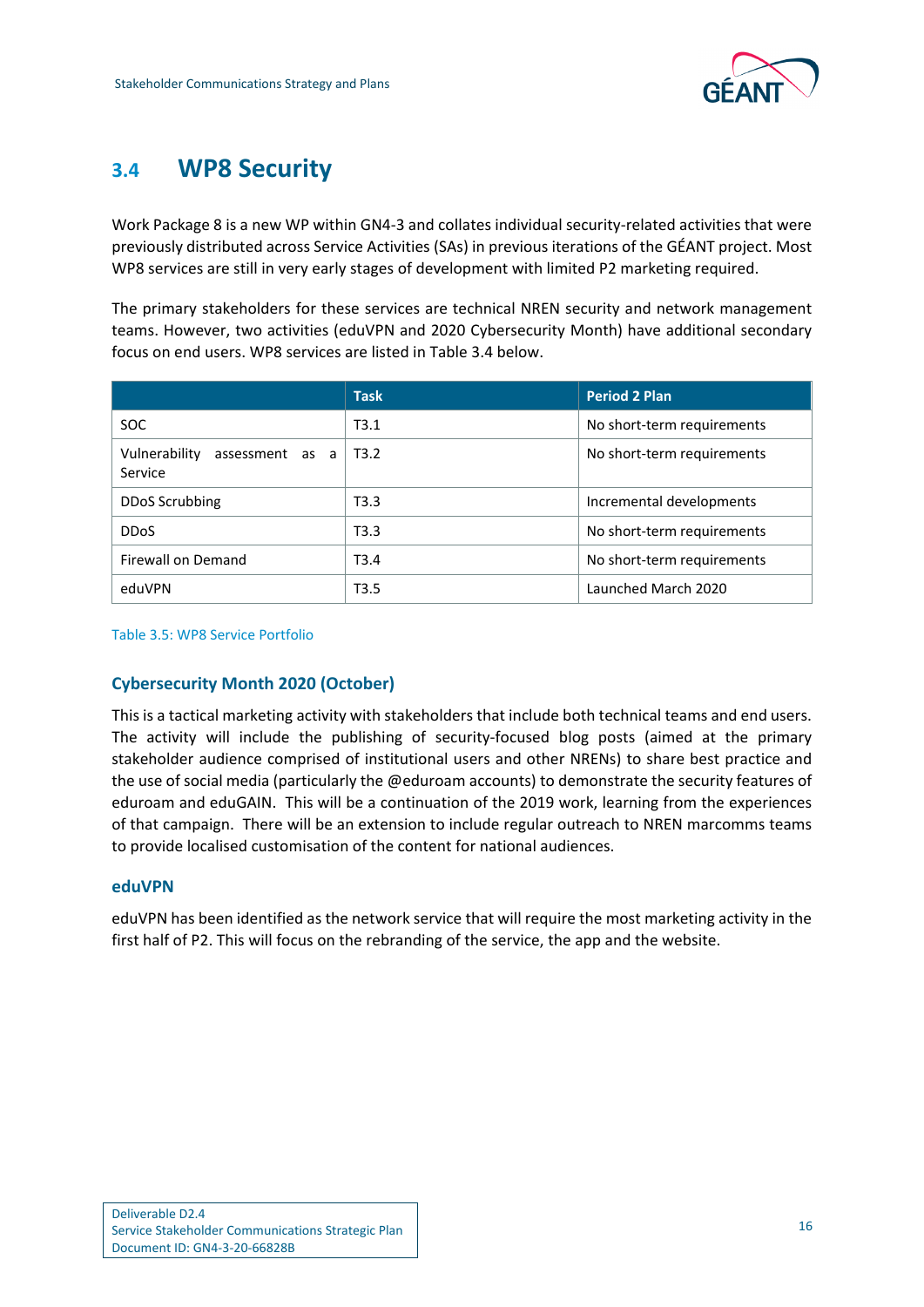## 3.4 WP8 Security

Work Package 8 is a new WP within GN4-3 and collates individual security-related activities that were previously distributed across Service Activities (SAs) in previous iterations of the GÉANT project. Most WP8 services are still in very early stages of development with limited P2 marketing required.

The primary stakeholders for these services are technical NREN security and network management teams. However, two activities (eduVPN and 2020 Cybersecurity Month) have additional secondary focus on end users. WP8 services are listed in Table 3.4 below.

| | Task | Period 2 Plan |
|---|---|---|
| SOC | T3.1 | No short-term requirements |
| Vulnerability assessment as a Service | T3.2 | No short-term requirements |
| DDoS Scrubbing | T3.3 | Incremental developments |
| DDoS | T3.3 | No short-term requirements |
| Firewall on Demand | T3.4 | No short-term requirements |
| eduVPN | T3.5 | Launched March 2020 |

Table 3.5: WP8 Service Portfolio

### Cybersecurity Month 2020 (October)

This is a tactical marketing activity with stakeholders that include both technical teams and end users. The activity will include the publishing of security-focused blog posts (aimed at the primary stakeholder audience comprised of institutional users and other NRENs) to share best practice and the use of social media (particularly the @eduroam accounts) to demonstrate the security features of eduroam and eduGAIN. This will be a continuation of the 2019 work, learning from the experiences of that campaign. There will be an extension to include regular outreach to NREN marcomms teams to provide localised customisation of the content for national audiences.

### eduVPN

eduVPN has been identified as the network service that will require the most marketing activity in the first half of P2. This will focus on the rebranding of the service, the app and the website.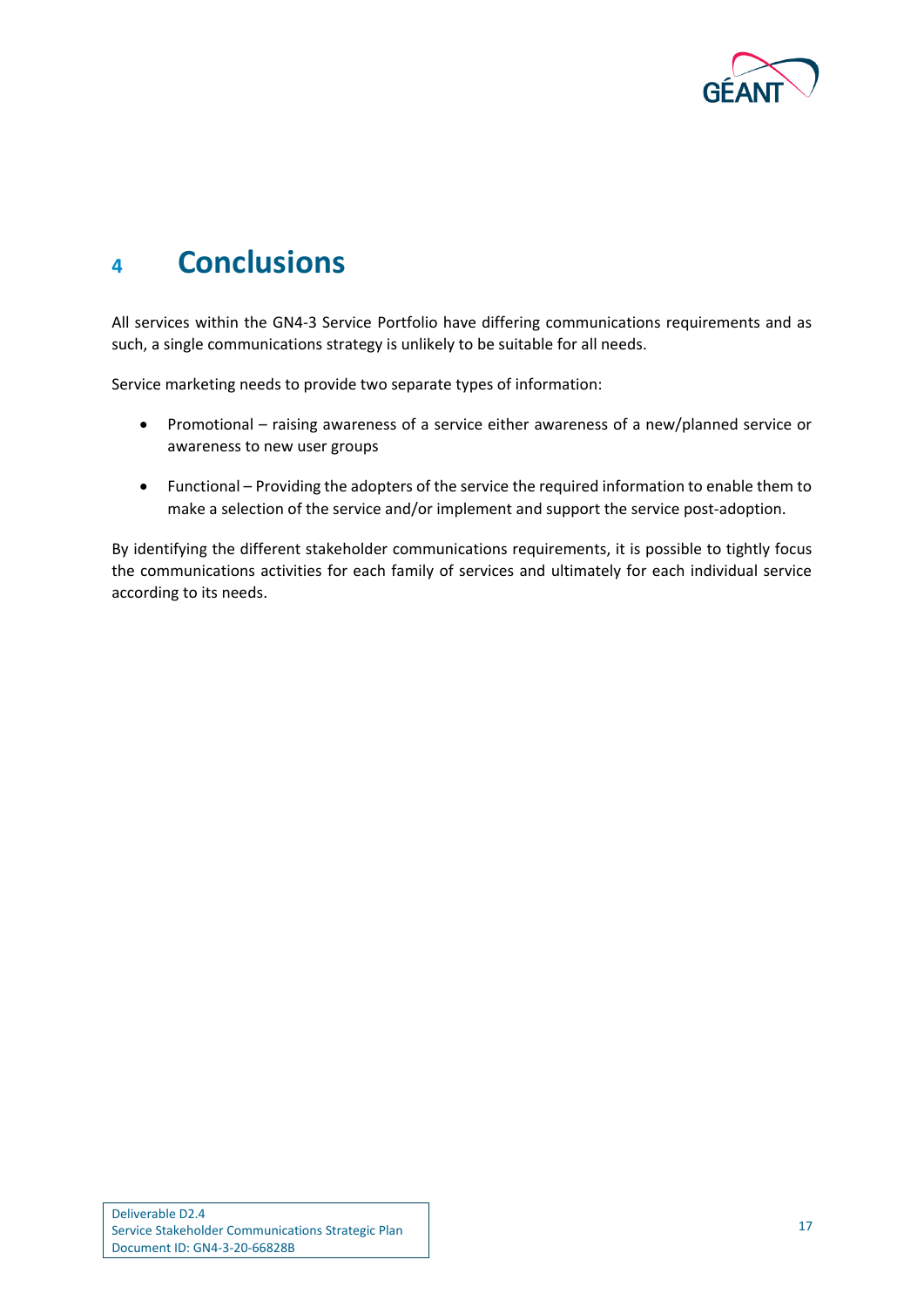# 4 Conclusions

All services within the GN4-3 Service Portfolio have differing communications requirements and as such, a single communications strategy is unlikely to be suitable for all needs.

Service marketing needs to provide two separate types of information:

- Promotional – raising awareness of a service either awareness of a new/planned service or awareness to new user groups
- Functional – Providing the adopters of the service the required information to enable them to make a selection of the service and/or implement and support the service post-adoption.

By identifying the different stakeholder communications requirements, it is possible to tightly focus the communications activities for each family of services and ultimately for each individual service according to its needs.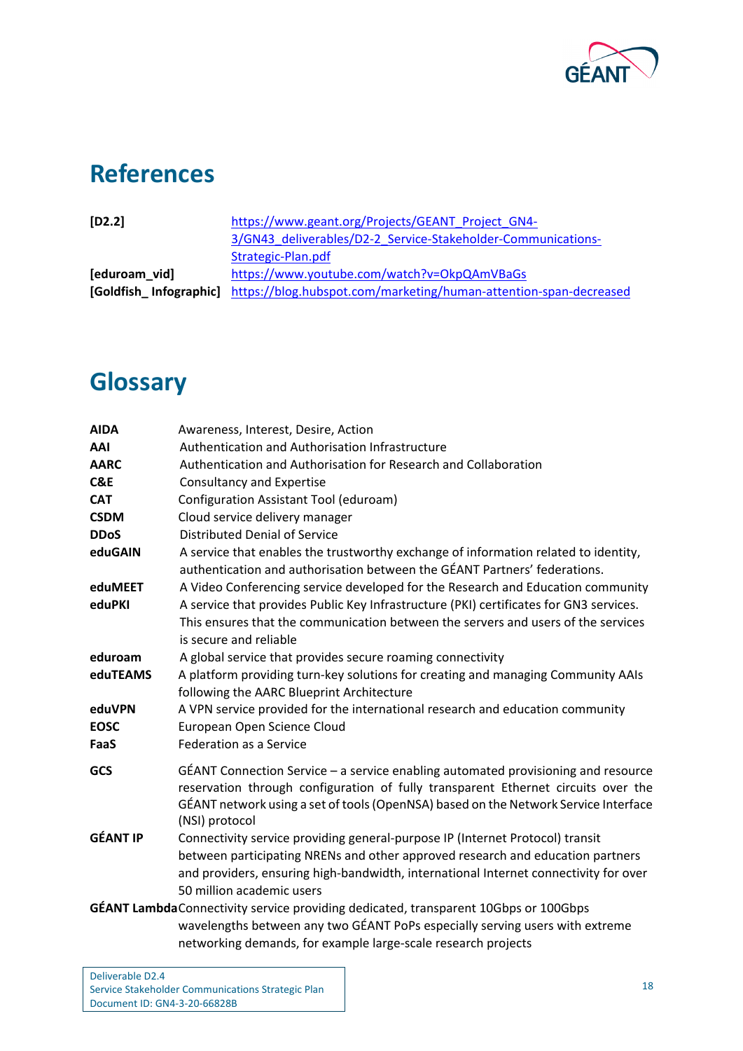# References

| | |
|---|---|
| **[D2.2]** | https://www.geant.org/Projects/GEANT_Project_GN4-3/GN43_deliverables/D2-2_Service-Stakeholder-Communications-Strategic-Plan.pdf |
| **[eduroam_vid]** | https://www.youtube.com/watch?v=OkpQAmVBaGs |
| **[Goldfish_ Infographic]** | https://blog.hubspot.com/marketing/human-attention-span-decreased |

# Glossary

| | |
|---|---|
| **AIDA** | Awareness, Interest, Desire, Action |
| **AAI** | Authentication and Authorisation Infrastructure |
| **AARC** | Authentication and Authorisation for Research and Collaboration |
| **C&E** | Consultancy and Expertise |
| **CAT** | Configuration Assistant Tool (eduroam) |
| **CSDM** | Cloud service delivery manager |
| **DDoS** | Distributed Denial of Service |
| **eduGAIN** | A service that enables the trustworthy exchange of information related to identity, authentication and authorisation between the GÉANT Partners' federations. |
| **eduMEET** | A Video Conferencing service developed for the Research and Education community |
| **eduPKI** | A service that provides Public Key Infrastructure (PKI) certificates for GN3 services. This ensures that the communication between the servers and users of the services is secure and reliable |
| **eduroam** | A global service that provides secure roaming connectivity |
| **eduTEAMS** | A platform providing turn-key solutions for creating and managing Community AAIs following the AARC Blueprint Architecture |
| **eduVPN** | A VPN service provided for the international research and education community |
| **EOSC** | European Open Science Cloud |
| **FaaS** | Federation as a Service |
| **GCS** | GÉANT Connection Service – a service enabling automated provisioning and resource reservation through configuration of fully transparent Ethernet circuits over the GÉANT network using a set of tools (OpenNSA) based on the Network Service Interface (NSI) protocol |
| **GÉANT IP** | Connectivity service providing general-purpose IP (Internet Protocol) transit between participating NRENs and other approved research and education partners and providers, ensuring high-bandwidth, international Internet connectivity for over 50 million academic users |
| **GÉANT Lambda** | Connectivity service providing dedicated, transparent 10Gbps or 100Gbps wavelengths between any two GÉANT PoPs especially serving users with extreme networking demands, for example large-scale research projects |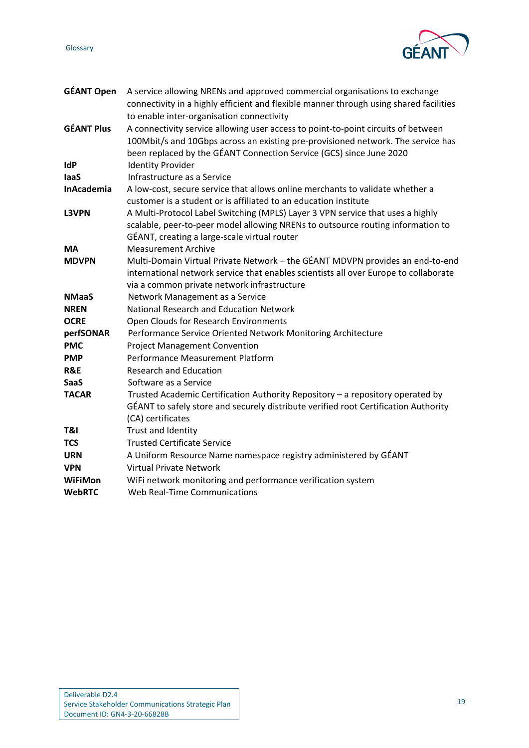| | |
|---|---|
| **GÉANT Open** | A service allowing NRENs and approved commercial organisations to exchange connectivity in a highly efficient and flexible manner through using shared facilities to enable inter-organisation connectivity |
| **GÉANT Plus** | A connectivity service allowing user access to point-to-point circuits of between 100Mbit/s and 10Gbps across an existing pre-provisioned network. The service has been replaced by the GÉANT Connection Service (GCS) since June 2020 |
| **IdP** | Identity Provider |
| **IaaS** | Infrastructure as a Service |
| **InAcademia** | A low-cost, secure service that allows online merchants to validate whether a customer is a student or is affiliated to an education institute |
| **L3VPN** | A Multi-Protocol Label Switching (MPLS) Layer 3 VPN service that uses a highly scalable, peer-to-peer model allowing NRENs to outsource routing information to GÉANT, creating a large-scale virtual router |
| **MA** | Measurement Archive |
| **MDVPN** | Multi-Domain Virtual Private Network – the GÉANT MDVPN provides an end-to-end international network service that enables scientists all over Europe to collaborate via a common private network infrastructure |
| **NMaaS** | Network Management as a Service |
| **NREN** | National Research and Education Network |
| **OCRE** | Open Clouds for Research Environments |
| **perfSONAR** | Performance Service Oriented Network Monitoring Architecture |
| **PMC** | Project Management Convention |
| **PMP** | Performance Measurement Platform |
| **R&E** | Research and Education |
| **SaaS** | Software as a Service |
| **TACAR** | Trusted Academic Certification Authority Repository – a repository operated by GÉANT to safely store and securely distribute verified root Certification Authority (CA) certificates |
| **T&I** | Trust and Identity |
| **TCS** | Trusted Certificate Service |
| **URN** | A Uniform Resource Name namespace registry administered by GÉANT |
| **VPN** | Virtual Private Network |
| **WiFiMon** | WiFi network monitoring and performance verification system |
| **WebRTC** | Web Real-Time Communications |